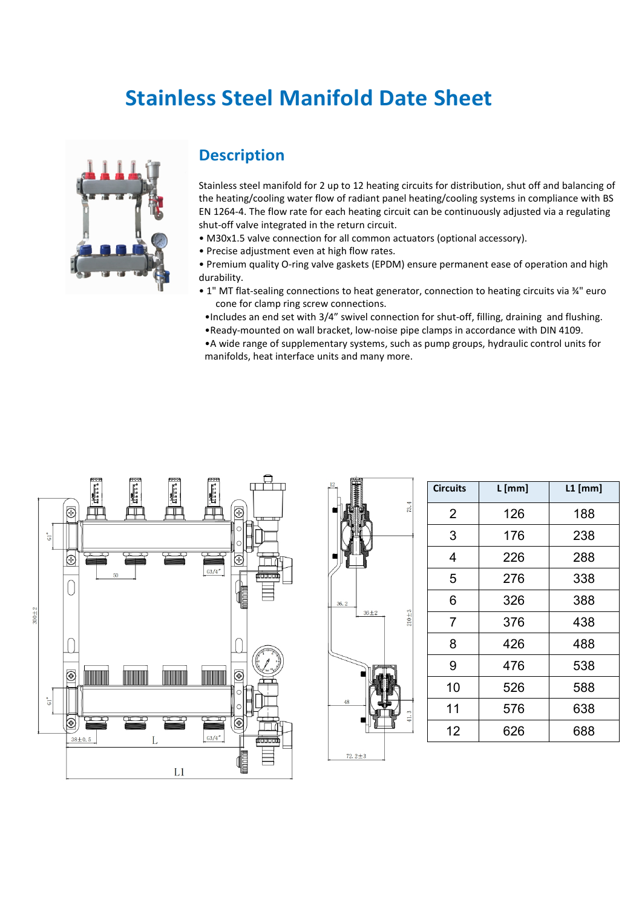# Stainless Steel Manifold Date Sheet

## Description

Stainless steel manifold for 2 up to 12 heating circuits for distribution, shut off and balancing of the heating/cooling water flow of radiant panel heating/cooling systems in compliance with BS EN 1264-4. The flow rate for each heating circuit can be continuously adjusted via a regulating shut-off valve integrated in the return circuit.

- M30x1.5 valve connection for all common actuators (optional accessory).
- Precise adjustment even at high flow rates.
- Premium quality O-ring valve gaskets (EPDM) ensure permanent ease of operation and high durability.
- 1" MT flat-sealing connections to heat generator, connection to heating circuits via ¾" euro cone for clamp ring screw connections.
- Includes an end set with 3/4” swivel connection for shut-off, filling, draining and flushing.
- Ready-mounted on wall bracket, low-noise pipe clamps in accordance with DIN 4109.
- A wide range of supplementary systems, such as pump groups, hydraulic control units for manifolds, heat interface units and many more.

| Circuits | L [mm] | L1 [mm] |
|---|---|---|
| 2 | 126 | 188 |
| 3 | 176 | 238 |
| 4 | 226 | 288 |
| 5 | 276 | 338 |
| 6 | 326 | 388 |
| 7 | 376 | 438 |
| 8 | 426 | 488 |
| 9 | 476 | 538 |
| 10 | 526 | 588 |
| 11 | 576 | 638 |
| 12 | 626 | 688 |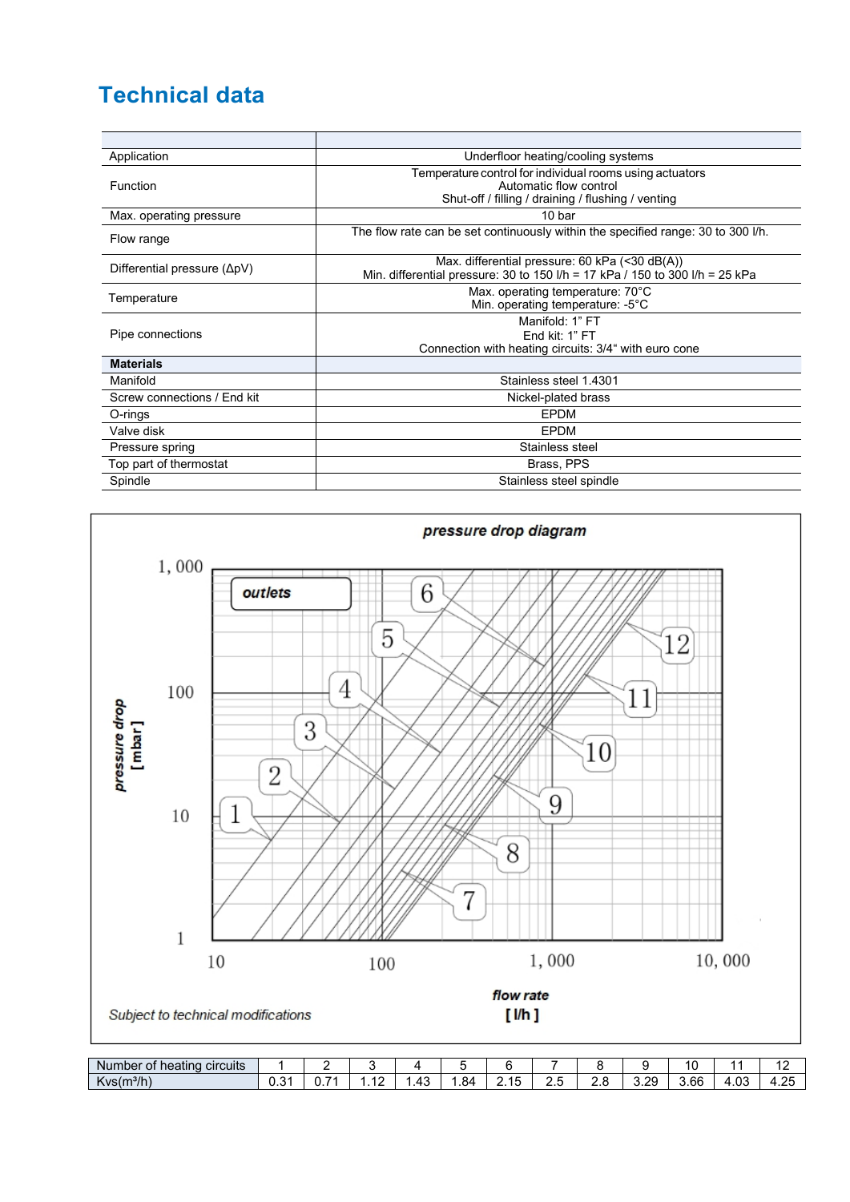# Technical data

| | |
|---|---|
| Application | Underfloor heating/cooling systems |
| Function | Temperature control for individual rooms using actuators<br>Automatic flow control<br>Shut-off / filling / draining / flushing / venting |
| Max. operating pressure | 10 bar |
| Flow range | The flow rate can be set continuously within the specified range: 30 to 300 l/h. |
| Differential pressure (ΔpV) | Max. differential pressure: 60 kPa (<30 dB(A))<br>Min. differential pressure: 30 to 150 l/h = 17 kPa / 150 to 300 l/h = 25 kPa |
| Temperature | Max. operating temperature: 70°C<br>Min. operating temperature: -5°C |
| Pipe connections | Manifold: 1" FT<br>End kit: 1" FT<br>Connection with heating circuits: 3/4" with euro cone |
| **Materials** | |
| Manifold | Stainless steel 1.4301 |
| Screw connections / End kit | Nickel-plated brass |
| O-rings | EPDM |
| Valve disk | EPDM |
| Pressure spring | Stainless steel |
| Top part of thermostat | Brass, PPS |
| Spindle | Stainless steel spindle |

*pressure drop diagram*

outlets

1 2 3 4 5 6 7 8 9 10 11 12

1, 000
100
10
1

pressure drop [ mbar ]

10
100
1, 000
10, 000

flow rate [ l/h ]

*Subject to technical modifications*

| Number of heating circuits | 1 | 2 | 3 | 4 | 5 | 6 | 7 | 8 | 9 | 10 | 11 | 12 |
|---|---|---|---|---|---|---|---|---|---|---|---|---|
| Kvs(m³/h) | 0.31 | 0.71 | 1.12 | 1.43 | 1.84 | 2.15 | 2.5 | 2.8 | 3.29 | 3.66 | 4.03 | 4.25 |